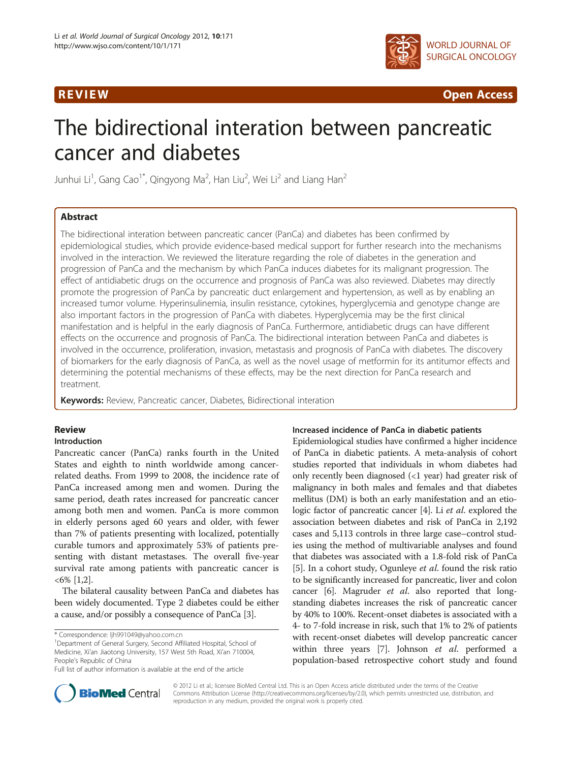REVIEW Open Access

# The bidirectional interation between pancreatic cancer and diabetes

Junhui Li[1], Gang Cao[1*], Qingyong Ma[2], Han Liu[2], Wei Li[2] and Liang Han[2]

## Abstract

The bidirectional interation between pancreatic cancer (PanCa) and diabetes has been confirmed by epidemiological studies, which provide evidence-based medical support for further research into the mechanisms involved in the interaction. We reviewed the literature regarding the role of diabetes in the generation and progression of PanCa and the mechanism by which PanCa induces diabetes for its malignant progression. The effect of antidiabetic drugs on the occurrence and prognosis of PanCa was also reviewed. Diabetes may directly promote the progression of PanCa by pancreatic duct enlargement and hypertension, as well as by enabling an increased tumor volume. Hyperinsulinemia, insulin resistance, cytokines, hyperglycemia and genotype change are also important factors in the progression of PanCa with diabetes. Hyperglycemia may be the first clinical manifestation and is helpful in the early diagnosis of PanCa. Furthermore, antidiabetic drugs can have different effects on the occurrence and prognosis of PanCa. The bidirectional interation between PanCa and diabetes is involved in the occurrence, proliferation, invasion, metastasis and prognosis of PanCa with diabetes. The discovery of biomarkers for the early diagnosis of PanCa, as well as the novel usage of metformin for its antitumor effects and determining the potential mechanisms of these effects, may be the next direction for PanCa research and treatment.

**Keywords:** Review, Pancreatic cancer, Diabetes, Bidirectional interation

## Review

### Introduction

Pancreatic cancer (PanCa) ranks fourth in the United States and eighth to ninth worldwide among cancer-related deaths. From 1999 to 2008, the incidence rate of PanCa increased among men and women. During the same period, death rates increased for pancreatic cancer among both men and women. PanCa is more common in elderly persons aged 60 years and older, with fewer than 7% of patients presenting with localized, potentially curable tumors and approximately 53% of patients presenting with distant metastases. The overall five-year survival rate among patients with pancreatic cancer is <6% [1,2].

The bilateral causality between PanCa and diabetes has been widely documented. Type 2 diabetes could be either a cause, and/or possibly a consequence of PanCa [3].

### Increased incidence of PanCa in diabetic patients

Epidemiological studies have confirmed a higher incidence of PanCa in diabetic patients. A meta-analysis of cohort studies reported that individuals in whom diabetes had only recently been diagnosed (<1 year) had greater risk of malignancy in both males and females and that diabetes mellitus (DM) is both an early manifestation and an etiologic factor of pancreatic cancer [4]. Li *et al.* explored the association between diabetes and risk of PanCa in 2,192 cases and 5,113 controls in three large case–control studies using the method of multivariable analyses and found that diabetes was associated with a 1.8-fold risk of PanCa [5]. In a cohort study, Ogunleye *et al.* found the risk ratio to be significantly increased for pancreatic, liver and colon cancer [6]. Magruder *et al.* also reported that long-standing diabetes increases the risk of pancreatic cancer by 40% to 100%. Recent-onset diabetes is associated with a 4- to 7-fold increase in risk, such that 1% to 2% of patients with recent-onset diabetes will develop pancreatic cancer within three years [7]. Johnson *et al.* performed a population-based retrospective cohort study and found

* Correspondence: ljh991049@yahoo.com.cn
[1]Department of General Surgery, Second Affiliated Hospital, School of Medicine, Xi'an Jiaotong University, 157 West 5th Road, Xi'an 710004, People's Republic of China
Full list of author information is available at the end of the article

© 2012 Li et al.; licensee BioMed Central Ltd. This is an Open Access article distributed under the terms of the Creative Commons Attribution License (http://creativecommons.org/licenses/by/2.0), which permits unrestricted use, distribution, and reproduction in any medium, provided the original work is properly cited.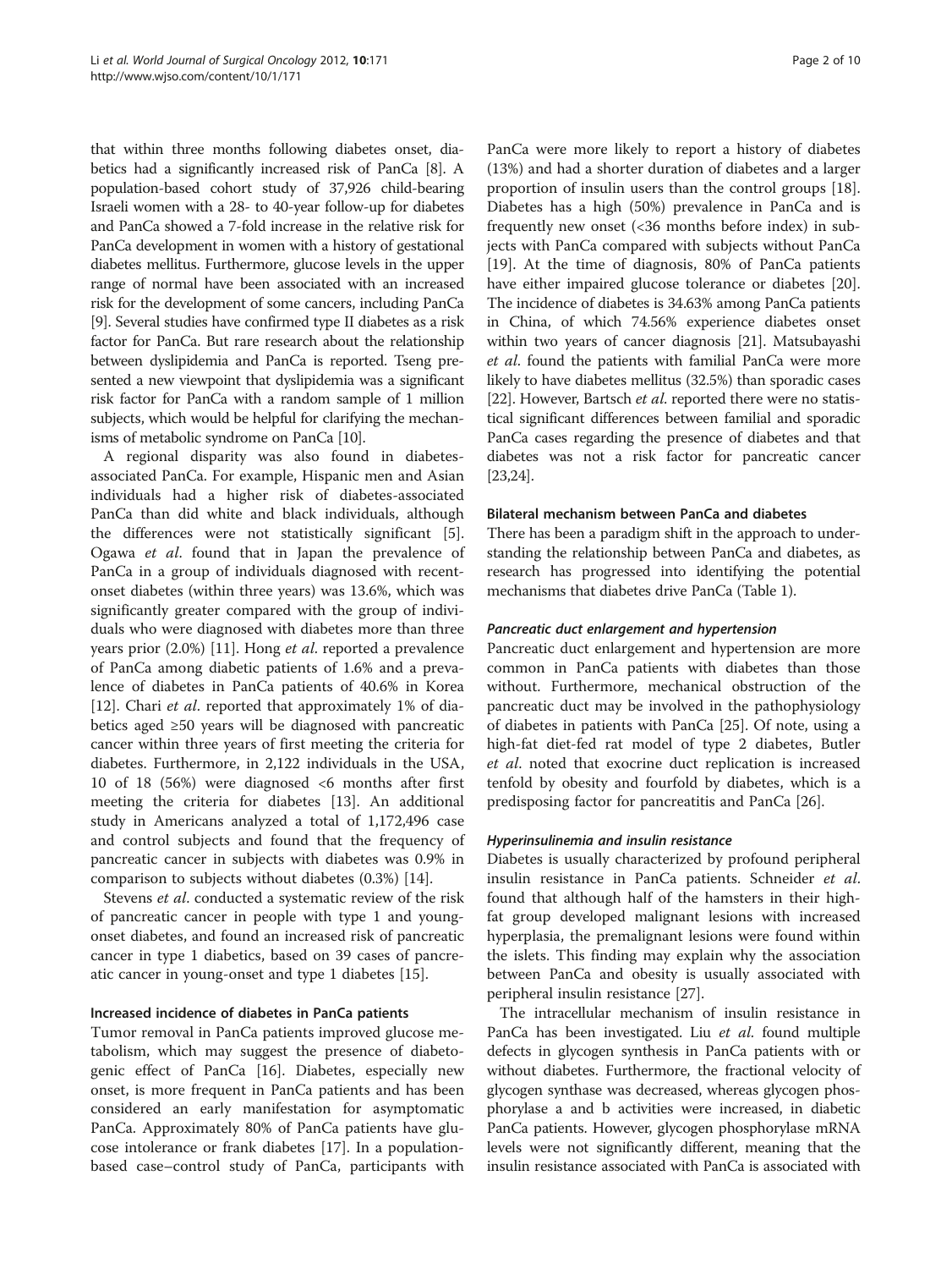that within three months following diabetes onset, diabetics had a significantly increased risk of PanCa [8]. A population-based cohort study of 37,926 child-bearing Israeli women with a 28- to 40-year follow-up for diabetes and PanCa showed a 7-fold increase in the relative risk for PanCa development in women with a history of gestational diabetes mellitus. Furthermore, glucose levels in the upper range of normal have been associated with an increased risk for the development of some cancers, including PanCa [9]. Several studies have confirmed type II diabetes as a risk factor for PanCa. But rare research about the relationship between dyslipidemia and PanCa is reported. Tseng presented a new viewpoint that dyslipidemia was a significant risk factor for PanCa with a random sample of 1 million subjects, which would be helpful for clarifying the mechanisms of metabolic syndrome on PanCa [10].

A regional disparity was also found in diabetes-associated PanCa. For example, Hispanic men and Asian individuals had a higher risk of diabetes-associated PanCa than did white and black individuals, although the differences were not statistically significant [5]. Ogawa *et al*. found that in Japan the prevalence of PanCa in a group of individuals diagnosed with recent-onset diabetes (within three years) was 13.6%, which was significantly greater compared with the group of individuals who were diagnosed with diabetes more than three years prior (2.0%) [11]. Hong *et al*. reported a prevalence of PanCa among diabetic patients of 1.6% and a prevalence of diabetes in PanCa patients of 40.6% in Korea [12]. Chari *et al*. reported that approximately 1% of diabetics aged ≥50 years will be diagnosed with pancreatic cancer within three years of first meeting the criteria for diabetes. Furthermore, in 2,122 individuals in the USA, 10 of 18 (56%) were diagnosed <6 months after first meeting the criteria for diabetes [13]. An additional study in Americans analyzed a total of 1,172,496 case and control subjects and found that the frequency of pancreatic cancer in subjects with diabetes was 0.9% in comparison to subjects without diabetes (0.3%) [14].

Stevens *et al*. conducted a systematic review of the risk of pancreatic cancer in people with type 1 and young-onset diabetes, and found an increased risk of pancreatic cancer in type 1 diabetics, based on 39 cases of pancreatic cancer in young-onset and type 1 diabetes [15].

### Increased incidence of diabetes in PanCa patients

Tumor removal in PanCa patients improved glucose metabolism, which may suggest the presence of diabetogenic effect of PanCa [16]. Diabetes, especially new onset, is more frequent in PanCa patients and has been considered an early manifestation for asymptomatic PanCa. Approximately 80% of PanCa patients have glucose intolerance or frank diabetes [17]. In a population-based case–control study of PanCa, participants with PanCa were more likely to report a history of diabetes (13%) and had a shorter duration of diabetes and a larger proportion of insulin users than the control groups [18]. Diabetes has a high (50%) prevalence in PanCa and is frequently new onset (<36 months before index) in subjects with PanCa compared with subjects without PanCa [19]. At the time of diagnosis, 80% of PanCa patients have either impaired glucose tolerance or diabetes [20]. The incidence of diabetes is 34.63% among PanCa patients in China, of which 74.56% experience diabetes onset within two years of cancer diagnosis [21]. Matsubayashi *et al*. found the patients with familial PanCa were more likely to have diabetes mellitus (32.5%) than sporadic cases [22]. However, Bartsch *et al*. reported there were no statistical significant differences between familial and sporadic PanCa cases regarding the presence of diabetes and that diabetes was not a risk factor for pancreatic cancer [23,24].

### Bilateral mechanism between PanCa and diabetes

There has been a paradigm shift in the approach to understanding the relationship between PanCa and diabetes, as research has progressed into identifying the potential mechanisms that diabetes drive PanCa (Table 1).

#### *Pancreatic duct enlargement and hypertension*

Pancreatic duct enlargement and hypertension are more common in PanCa patients with diabetes than those without. Furthermore, mechanical obstruction of the pancreatic duct may be involved in the pathophysiology of diabetes in patients with PanCa [25]. Of note, using a high-fat diet-fed rat model of type 2 diabetes, Butler *et al*. noted that exocrine duct replication is increased tenfold by obesity and fourfold by diabetes, which is a predisposing factor for pancreatitis and PanCa [26].

#### *Hyperinsulinemia and insulin resistance*

Diabetes is usually characterized by profound peripheral insulin resistance in PanCa patients. Schneider *et al*. found that although half of the hamsters in their high-fat group developed malignant lesions with increased hyperplasia, the premalignant lesions were found within the islets. This finding may explain why the association between PanCa and obesity is usually associated with peripheral insulin resistance [27].

The intracellular mechanism of insulin resistance in PanCa has been investigated. Liu *et al*. found multiple defects in glycogen synthesis in PanCa patients with or without diabetes. Furthermore, the fractional velocity of glycogen synthase was decreased, whereas glycogen phosphorylase a and b activities were increased, in diabetic PanCa patients. However, glycogen phosphorylase mRNA levels were not significantly different, meaning that the insulin resistance associated with PanCa is associated with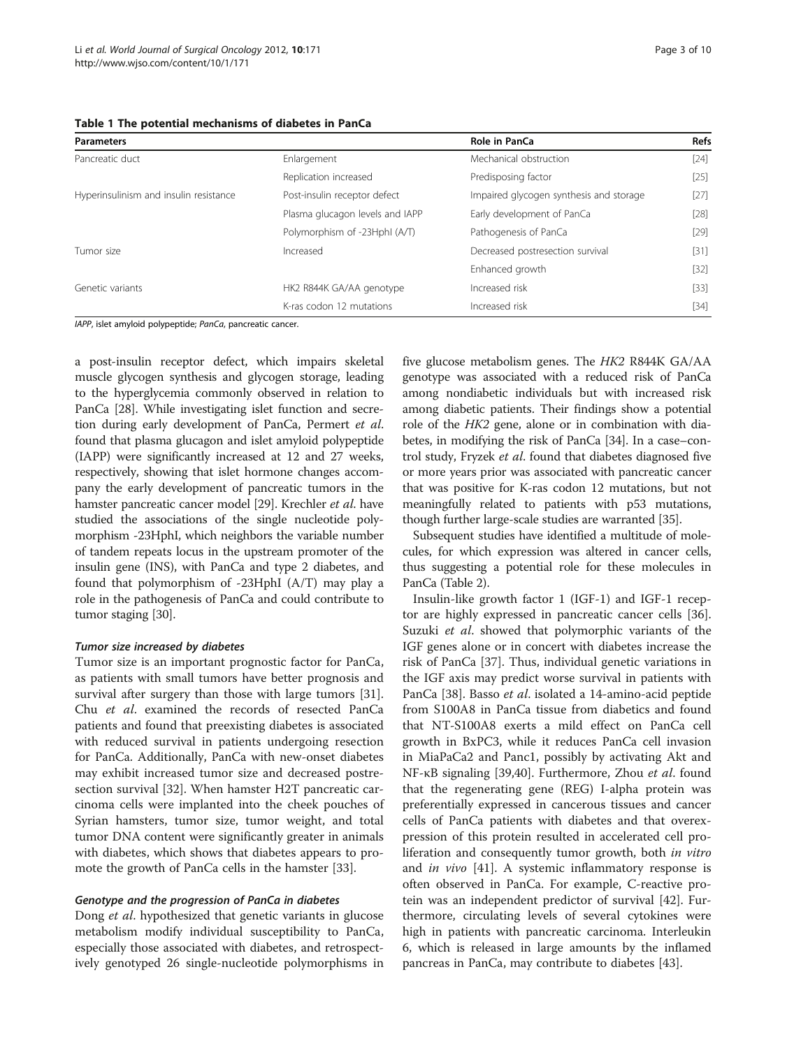**Table 1 The potential mechanisms of diabetes in PanCa**

| Parameters | | Role in PanCa | Refs |
|---|---|---|---|
| Pancreatic duct | Enlargement | Mechanical obstruction | [24] |
| | Replication increased | Predisposing factor | [25] |
| Hyperinsulinism and insulin resistance | Post-insulin receptor defect | Impaired glycogen synthesis and storage | [27] |
| | Plasma glucagon levels and IAPP | Early development of PanCa | [28] |
| | Polymorphism of -23HphI (A/T) | Pathogenesis of PanCa | [29] |
| Tumor size | Increased | Decreased postresection survival | [31] |
| | | Enhanced growth | [32] |
| Genetic variants | HK2 R844K GA/AA genotype | Increased risk | [33] |
| | K-ras codon 12 mutations | Increased risk | [34] |

*IAPP*, islet amyloid polypeptide; *PanCa*, pancreatic cancer.

a post-insulin receptor defect, which impairs skeletal muscle glycogen synthesis and glycogen storage, leading to the hyperglycemia commonly observed in relation to PanCa [28]. While investigating islet function and secretion during early development of PanCa, Permert *et al.* found that plasma glucagon and islet amyloid polypeptide (IAPP) were significantly increased at 12 and 27 weeks, respectively, showing that islet hormone changes accompany the early development of pancreatic tumors in the hamster pancreatic cancer model [29]. Krechler *et al.* have studied the associations of the single nucleotide polymorphism -23HphI, which neighbors the variable number of tandem repeats locus in the upstream promoter of the insulin gene (INS), with PanCa and type 2 diabetes, and found that polymorphism of -23HphI (A/T) may play a role in the pathogenesis of PanCa and could contribute to tumor staging [30].

#### *Tumor size increased by diabetes*

Tumor size is an important prognostic factor for PanCa, as patients with small tumors have better prognosis and survival after surgery than those with large tumors [31]. Chu *et al.* examined the records of resected PanCa patients and found that preexisting diabetes is associated with reduced survival in patients undergoing resection for PanCa. Additionally, PanCa with new-onset diabetes may exhibit increased tumor size and decreased postresection survival [32]. When hamster H2T pancreatic carcinoma cells were implanted into the cheek pouches of Syrian hamsters, tumor size, tumor weight, and total tumor DNA content were significantly greater in animals with diabetes, which shows that diabetes appears to promote the growth of PanCa cells in the hamster [33].

#### *Genotype and the progression of PanCa in diabetes*

Dong *et al.* hypothesized that genetic variants in glucose metabolism modify individual susceptibility to PanCa, especially those associated with diabetes, and retrospectively genotyped 26 single-nucleotide polymorphisms in five glucose metabolism genes. The *HK2* R844K GA/AA genotype was associated with a reduced risk of PanCa among nondiabetic individuals but with increased risk among diabetic patients. Their findings show a potential role of the *HK2* gene, alone or in combination with diabetes, in modifying the risk of PanCa [34]. In a case–control study, Fryzek *et al.* found that diabetes diagnosed five or more years prior was associated with pancreatic cancer that was positive for K-ras codon 12 mutations, but not meaningfully related to patients with p53 mutations, though further large-scale studies are warranted [35].

Subsequent studies have identified a multitude of molecules, for which expression was altered in cancer cells, thus suggesting a potential role for these molecules in PanCa (Table 2).

Insulin-like growth factor 1 (IGF-1) and IGF-1 receptor are highly expressed in pancreatic cancer cells [36]. Suzuki *et al.* showed that polymorphic variants of the IGF genes alone or in concert with diabetes increase the risk of PanCa [37]. Thus, individual genetic variations in the IGF axis may predict worse survival in patients with PanCa [38]. Basso *et al.* isolated a 14-amino-acid peptide from S100A8 in PanCa tissue from diabetics and found that NT-S100A8 exerts a mild effect on PanCa cell growth in BxPC3, while it reduces PanCa cell invasion in MiaPaCa2 and Panc1, possibly by activating Akt and NF-κB signaling [39,40]. Furthermore, Zhou *et al.* found that the regenerating gene (REG) I-alpha protein was preferentially expressed in cancerous tissues and cancer cells of PanCa patients with diabetes and that overexpression of this protein resulted in accelerated cell proliferation and consequently tumor growth, both *in vitro* and *in vivo* [41]. A systemic inflammatory response is often observed in PanCa. For example, C-reactive protein was an independent predictor of survival [42]. Furthermore, circulating levels of several cytokines were high in patients with pancreatic carcinoma. Interleukin 6, which is released in large amounts by the inflamed pancreas in PanCa, may contribute to diabetes [43].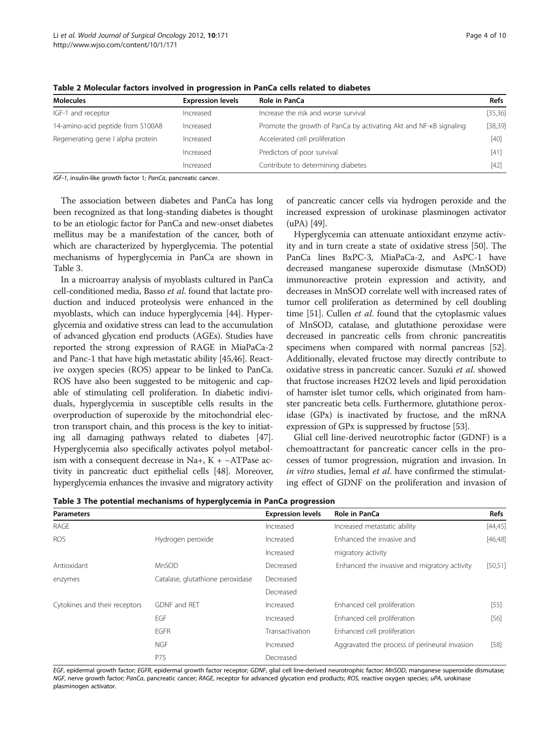**Table 2 Molecular factors involved in progression in PanCa cells related to diabetes**

| Molecules | Expression levels | Role in PanCa | Refs |
|---|---|---|---|
| IGF-1 and receptor | Increased | Increase the risk and worse survival | [35,36] |
| 14-amino-acid peptide from S100A8 | Increased | Promote the growth of PanCa by activating Akt and NF-κB signaling | [38,39] |
| Regenerating gene I alpha protein | Increased | Accelerated cell proliferation | [40] |
| | Increased | Predictors of poor survival | [41] |
| | Increased | Contribute to determining diabetes | [42] |

*IGF-1*, insulin-like growth factor 1; *PanCa*, pancreatic cancer.

The association between diabetes and PanCa has long been recognized as that long-standing diabetes is thought to be an etiologic factor for PanCa and new-onset diabetes mellitus may be a manifestation of the cancer, both of which are characterized by hyperglycemia. The potential mechanisms of hyperglycemia in PanCa are shown in Table 3.

In a microarray analysis of myoblasts cultured in PanCa cell-conditioned media, Basso *et al*. found that lactate production and induced proteolysis were enhanced in the myoblasts, which can induce hyperglycemia [44]. Hyperglycemia and oxidative stress can lead to the accumulation of advanced glycation end products (AGEs). Studies have reported the strong expression of RAGE in MiaPaCa-2 and Panc-1 that have high metastatic ability [45,46]. Reactive oxygen species (ROS) appear to be linked to PanCa. ROS have also been suggested to be mitogenic and capable of stimulating cell proliferation. In diabetic individuals, hyperglycemia in susceptible cells results in the overproduction of superoxide by the mitochondrial electron transport chain, and this process is the key to initiating all damaging pathways related to diabetes [47]. Hyperglycemia also specifically activates polyol metabolism with a consequent decrease in Na+, K + −ATPase activity in pancreatic duct epithelial cells [48]. Moreover, hyperglycemia enhances the invasive and migratory activity of pancreatic cancer cells via hydrogen peroxide and the increased expression of urokinase plasminogen activator (uPA) [49].

Hyperglycemia can attenuate antioxidant enzyme activity and in turn create a state of oxidative stress [50]. The PanCa lines BxPC-3, MiaPaCa-2, and AsPC-1 have decreased manganese superoxide dismutase (MnSOD) immunoreactive protein expression and activity, and decreases in MnSOD correlate well with increased rates of tumor cell proliferation as determined by cell doubling time [51]. Cullen *et al*. found that the cytoplasmic values of MnSOD, catalase, and glutathione peroxidase were decreased in pancreatic cells from chronic pancreatitis specimens when compared with normal pancreas [52]. Additionally, elevated fructose may directly contribute to oxidative stress in pancreatic cancer. Suzuki *et al*. showed that fructose increases $H_2O_2$ levels and lipid peroxidation of hamster islet tumor cells, which originated from hamster pancreatic beta cells. Furthermore, glutathione peroxidase (GPx) is inactivated by fructose, and the mRNA expression of GPx is suppressed by fructose [53].

Glial cell line-derived neurotrophic factor (GDNF) is a chemoattractant for pancreatic cancer cells in the processes of tumor progression, migration and invasion. In *in vitro* studies, Jemal *et al*. have confirmed the stimulating effect of GDNF on the proliferation and invasion of

**Table 3 The potential mechanisms of hyperglycemia in PanCa progression**

| Parameters | | Expression levels | Role in PanCa | Refs |
|---|---|---|---|---|
| RAGE | | Increased | Increased metastatic ability | [44,45] |
| ROS | Hydrogen peroxide | Increased | Enhanced the invasive and | [46,48] |
| | | Increased | migratory activity | |
| Antioxidant | MnSOD | Decreased | Enhanced the invasive and migratory activity | [50,51] |
| enzymes | Catalase, glutathione peroxidase | Decreased | | |
| | | Decreased | | |
| Cytokines and their receptors | GDNF and RET | Increased | Enhanced cell proliferation | [55] |
| | EGF | Increased | Enhanced cell proliferation | [56] |
| | EGFR | Transactivation | Enhanced cell proliferation | |
| | NGF | Increased | Aggravated the process of perineural invasion | [58] |
| | P75 | Decreased | | |

*EGF*, epidermal growth factor; *EGFR*, epidermal growth factor receptor; *GDNF*, glial cell line-derived neurotrophic factor; *MnSOD*, manganese superoxide dismutase; *NGF*, nerve growth factor; *PanCa*, pancreatic cancer; *RAGE*, receptor for advanced glycation end products; *ROS*, reactive oxygen species; *uPA*, urokinase plasminogen activator.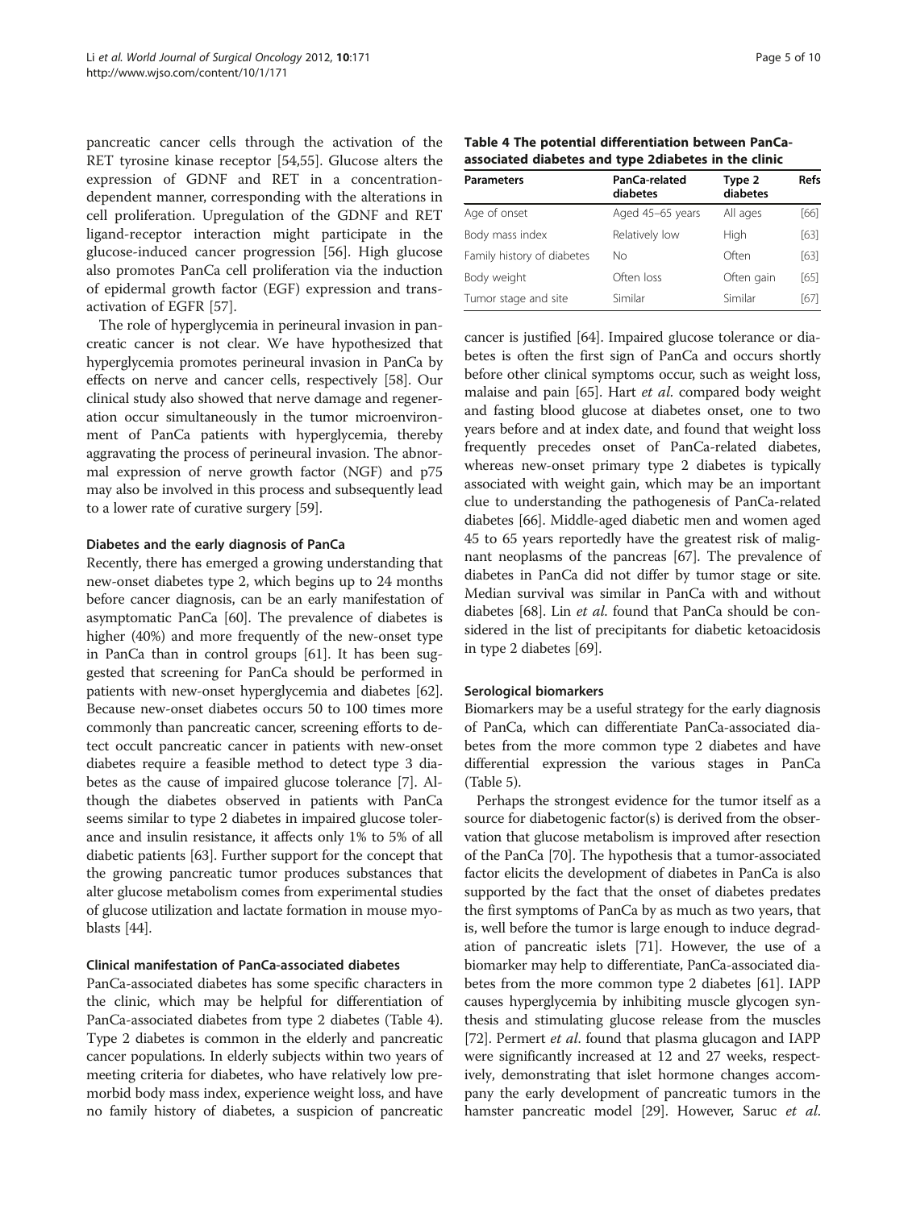pancreatic cancer cells through the activation of the RET tyrosine kinase receptor [54,55]. Glucose alters the expression of GDNF and RET in a concentration-dependent manner, corresponding with the alterations in cell proliferation. Upregulation of the GDNF and RET ligand-receptor interaction might participate in the glucose-induced cancer progression [56]. High glucose also promotes PanCa cell proliferation via the induction of epidermal growth factor (EGF) expression and transactivation of EGFR [57].

The role of hyperglycemia in perineural invasion in pancreatic cancer is not clear. We have hypothesized that hyperglycemia promotes perineural invasion in PanCa by effects on nerve and cancer cells, respectively [58]. Our clinical study also showed that nerve damage and regeneration occur simultaneously in the tumor microenvironment of PanCa patients with hyperglycemia, thereby aggravating the process of perineural invasion. The abnormal expression of nerve growth factor (NGF) and p75 may also be involved in this process and subsequently lead to a lower rate of curative surgery [59].

### Diabetes and the early diagnosis of PanCa

Recently, there has emerged a growing understanding that new-onset diabetes type 2, which begins up to 24 months before cancer diagnosis, can be an early manifestation of asymptomatic PanCa [60]. The prevalence of diabetes is higher (40%) and more frequently of the new-onset type in PanCa than in control groups [61]. It has been suggested that screening for PanCa should be performed in patients with new-onset hyperglycemia and diabetes [62]. Because new-onset diabetes occurs 50 to 100 times more commonly than pancreatic cancer, screening efforts to detect occult pancreatic cancer in patients with new-onset diabetes require a feasible method to detect type 3 diabetes as the cause of impaired glucose tolerance [7]. Although the diabetes observed in patients with PanCa seems similar to type 2 diabetes in impaired glucose tolerance and insulin resistance, it affects only 1% to 5% of all diabetic patients [63]. Further support for the concept that the growing pancreatic tumor produces substances that alter glucose metabolism comes from experimental studies of glucose utilization and lactate formation in mouse myoblasts [44].

### Clinical manifestation of PanCa-associated diabetes

PanCa-associated diabetes has some specific characters in the clinic, which may be helpful for differentiation of PanCa-associated diabetes from type 2 diabetes (Table 4). Type 2 diabetes is common in the elderly and pancreatic cancer populations. In elderly subjects within two years of meeting criteria for diabetes, who have relatively low premorbid body mass index, experience weight loss, and have no family history of diabetes, a suspicion of pancreatic cancer is justified [64]. Impaired glucose tolerance or diabetes is often the first sign of PanCa and occurs shortly before other clinical symptoms occur, such as weight loss, malaise and pain [65]. Hart *et al.* compared body weight and fasting blood glucose at diabetes onset, one to two years before and at index date, and found that weight loss frequently precedes onset of PanCa-related diabetes, whereas new-onset primary type 2 diabetes is typically associated with weight gain, which may be an important clue to understanding the pathogenesis of PanCa-related diabetes [66]. Middle-aged diabetic men and women aged 45 to 65 years reportedly have the greatest risk of malignant neoplasms of the pancreas [67]. The prevalence of diabetes in PanCa did not differ by tumor stage or site. Median survival was similar in PanCa with and without diabetes [68]. Lin *et al.* found that PanCa should be considered in the list of precipitants for diabetic ketoacidosis in type 2 diabetes [69].

**Table 4 The potential differentiation between PanCa-associated diabetes and type 2diabetes in the clinic**

| Parameters | PanCa-related diabetes | Type 2 diabetes | Refs |
|---|---|---|---|
| Age of onset | Aged 45–65 years | All ages | [66] |
| Body mass index | Relatively low | High | [63] |
| Family history of diabetes | No | Often | [63] |
| Body weight | Often loss | Often gain | [65] |
| Tumor stage and site | Similar | Similar | [67] |

### Serological biomarkers

Biomarkers may be a useful strategy for the early diagnosis of PanCa, which can differentiate PanCa-associated diabetes from the more common type 2 diabetes and have differential expression the various stages in PanCa (Table 5).

Perhaps the strongest evidence for the tumor itself as a source for diabetogenic factor(s) is derived from the observation that glucose metabolism is improved after resection of the PanCa [70]. The hypothesis that a tumor-associated factor elicits the development of diabetes in PanCa is also supported by the fact that the onset of diabetes predates the first symptoms of PanCa by as much as two years, that is, well before the tumor is large enough to induce degradation of pancreatic islets [71]. However, the use of a biomarker may help to differentiate, PanCa-associated diabetes from the more common type 2 diabetes [61]. IAPP causes hyperglycemia by inhibiting muscle glycogen synthesis and stimulating glucose release from the muscles [72]. Permert *et al.* found that plasma glucagon and IAPP were significantly increased at 12 and 27 weeks, respectively, demonstrating that islet hormone changes accompany the early development of pancreatic tumors in the hamster pancreatic model [29]. However, Saruc *et al.*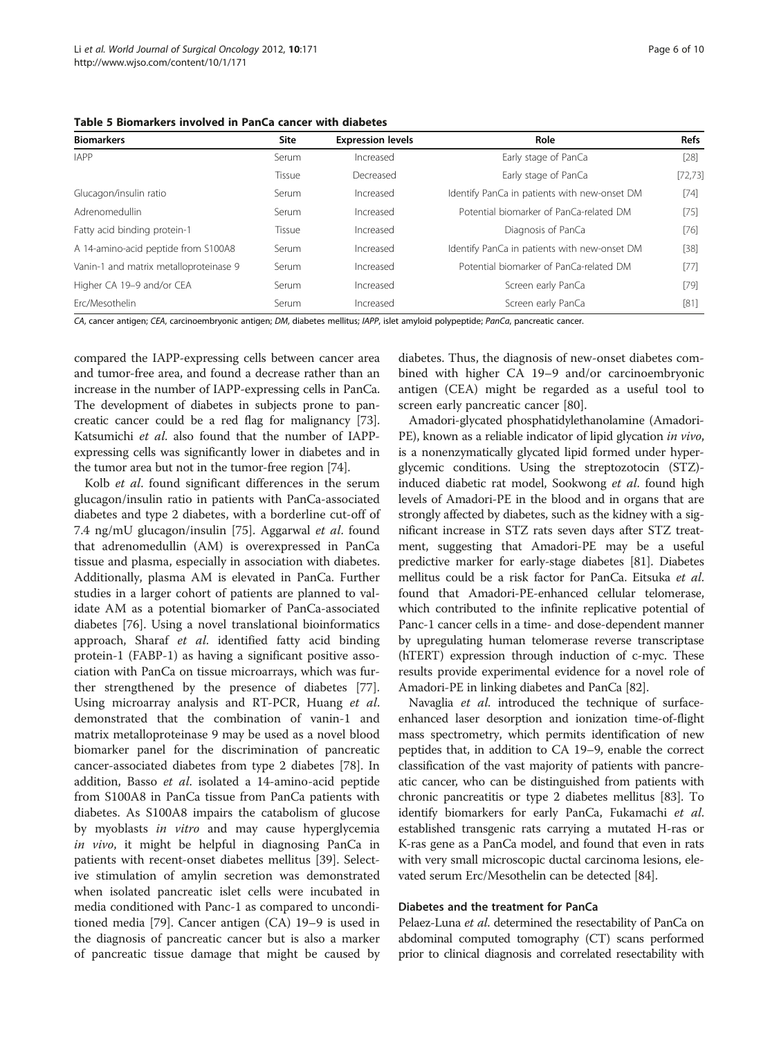**Table 5 Biomarkers involved in PanCa cancer with diabetes**

| Biomarkers | Site | Expression levels | Role | Refs |
|---|---|---|---|---|
| IAPP | Serum | Increased | Early stage of PanCa | [28] |
| | Tissue | Decreased | Early stage of PanCa | [72,73] |
| Glucagon/insulin ratio | Serum | Increased | Identify PanCa in patients with new-onset DM | [74] |
| Adrenomedullin | Serum | Increased | Potential biomarker of PanCa-related DM | [75] |
| Fatty acid binding protein-1 | Tissue | Increased | Diagnosis of PanCa | [76] |
| A 14-amino-acid peptide from S100A8 | Serum | Increased | Identify PanCa in patients with new-onset DM | [38] |
| Vanin-1 and matrix metalloproteinase 9 | Serum | Increased | Potential biomarker of PanCa-related DM | [77] |
| Higher CA 19–9 and/or CEA | Serum | Increased | Screen early PanCa | [79] |
| Erc/Mesothelin | Serum | Increased | Screen early PanCa | [81] |

*CA*, cancer antigen; *CEA*, carcinoembryonic antigen; *DM*, diabetes mellitus; *IAPP*, islet amyloid polypeptide; *PanCa*, pancreatic cancer.

compared the IAPP-expressing cells between cancer area and tumor-free area, and found a decrease rather than an increase in the number of IAPP-expressing cells in PanCa. The development of diabetes in subjects prone to pancreatic cancer could be a red flag for malignancy [73]. Katsumichi *et al.* also found that the number of IAPP-expressing cells was significantly lower in diabetes and in the tumor area but not in the tumor-free region [74].

Kolb *et al.* found significant differences in the serum glucagon/insulin ratio in patients with PanCa-associated diabetes and type 2 diabetes, with a borderline cut-off of 7.4 ng/mU glucagon/insulin [75]. Aggarwal *et al.* found that adrenomedullin (AM) is overexpressed in PanCa tissue and plasma, especially in association with diabetes. Additionally, plasma AM is elevated in PanCa. Further studies in a larger cohort of patients are planned to validate AM as a potential biomarker of PanCa-associated diabetes [76]. Using a novel translational bioinformatics approach, Sharaf *et al.* identified fatty acid binding protein-1 (FABP-1) as having a significant positive association with PanCa on tissue microarrays, which was further strengthened by the presence of diabetes [77]. Using microarray analysis and RT-PCR, Huang *et al.* demonstrated that the combination of vanin-1 and matrix metalloproteinase 9 may be used as a novel blood biomarker panel for the discrimination of pancreatic cancer-associated diabetes from type 2 diabetes [78]. In addition, Basso *et al.* isolated a 14-amino-acid peptide from S100A8 in PanCa tissue from PanCa patients with diabetes. As S100A8 impairs the catabolism of glucose by myoblasts *in vitro* and may cause hyperglycemia *in vivo*, it might be helpful in diagnosing PanCa in patients with recent-onset diabetes mellitus [39]. Selective stimulation of amylin secretion was demonstrated when isolated pancreatic islet cells were incubated in media conditioned with Panc-1 as compared to unconditioned media [79]. Cancer antigen (CA) 19–9 is used in the diagnosis of pancreatic cancer but is also a marker of pancreatic tissue damage that might be caused by diabetes. Thus, the diagnosis of new-onset diabetes combined with higher CA 19–9 and/or carcinoembryonic antigen (CEA) might be regarded as a useful tool to screen early pancreatic cancer [80].

Amadori-glycated phosphatidylethanolamine (Amadori-PE), known as a reliable indicator of lipid glycation *in vivo*, is a nonenzymatically glycated lipid formed under hyperglycemic conditions. Using the streptozotocin (STZ)-induced diabetic rat model, Sookwong *et al.* found high levels of Amadori-PE in the blood and in organs that are strongly affected by diabetes, such as the kidney with a significant increase in STZ rats seven days after STZ treatment, suggesting that Amadori-PE may be a useful predictive marker for early-stage diabetes [81]. Diabetes mellitus could be a risk factor for PanCa. Eitsuka *et al.* found that Amadori-PE-enhanced cellular telomerase, which contributed to the infinite replicative potential of Panc-1 cancer cells in a time- and dose-dependent manner by upregulating human telomerase reverse transcriptase (hTERT) expression through induction of c-myc. These results provide experimental evidence for a novel role of Amadori-PE in linking diabetes and PanCa [82].

Navaglia *et al.* introduced the technique of surface-enhanced laser desorption and ionization time-of-flight mass spectrometry, which permits identification of new peptides that, in addition to CA 19–9, enable the correct classification of the vast majority of patients with pancreatic cancer, who can be distinguished from patients with chronic pancreatitis or type 2 diabetes mellitus [83]. To identify biomarkers for early PanCa, Fukamachi *et al.* established transgenic rats carrying a mutated H-ras or K-ras gene as a PanCa model, and found that even in rats with very small microscopic ductal carcinoma lesions, elevated serum Erc/Mesothelin can be detected [84].

## Diabetes and the treatment for PanCa

Pelaez-Luna *et al.* determined the resectability of PanCa on abdominal computed tomography (CT) scans performed prior to clinical diagnosis and correlated resectability with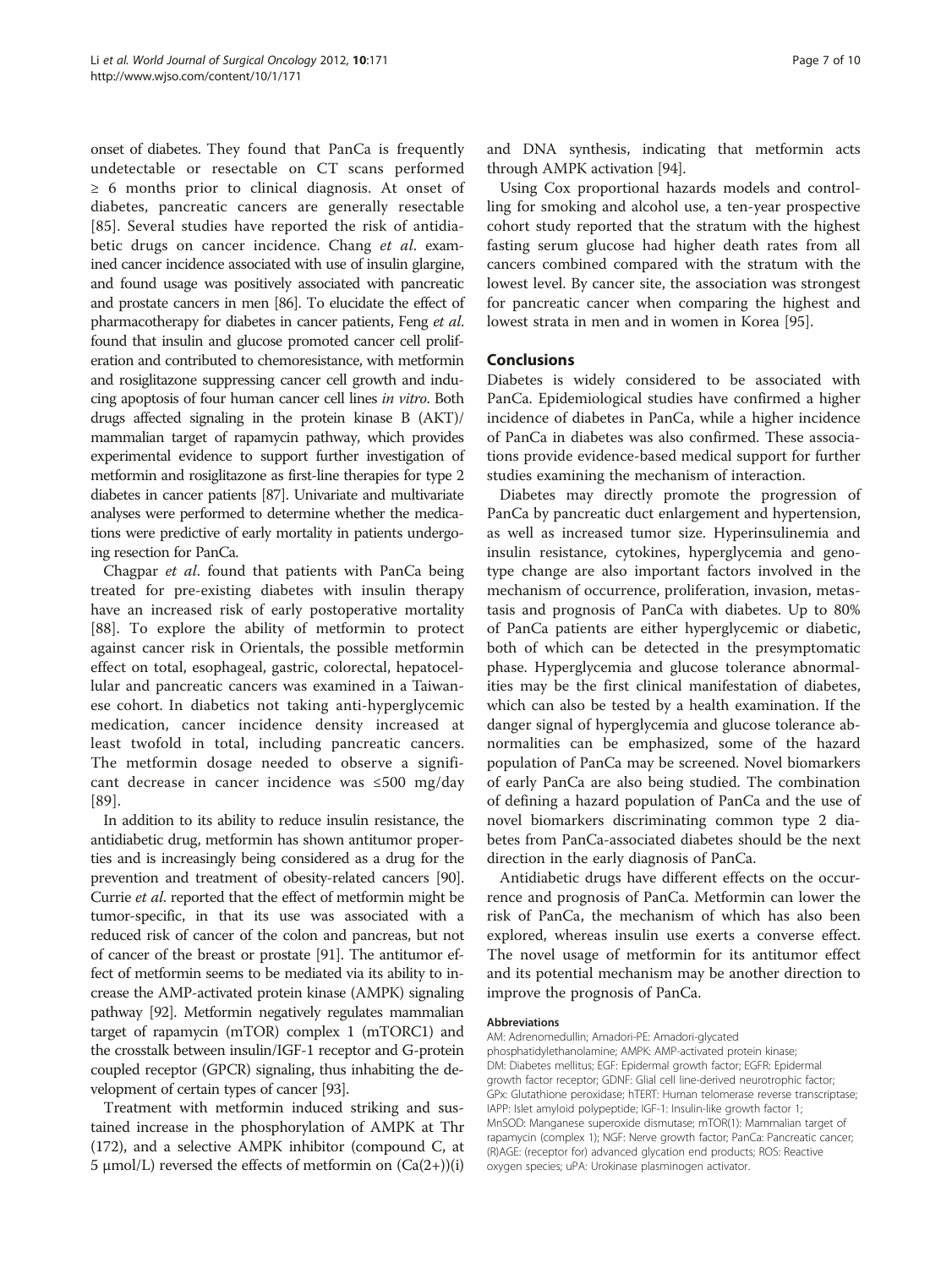onset of diabetes. They found that PanCa is frequently undetectable or resectable on CT scans performed ≥ 6 months prior to clinical diagnosis. At onset of diabetes, pancreatic cancers are generally resectable [85]. Several studies have reported the risk of antidiabetic drugs on cancer incidence. Chang *et al*. examined cancer incidence associated with use of insulin glargine, and found usage was positively associated with pancreatic and prostate cancers in men [86]. To elucidate the effect of pharmacotherapy for diabetes in cancer patients, Feng *et al*. found that insulin and glucose promoted cancer cell proliferation and contributed to chemoresistance, with metformin and rosiglitazone suppressing cancer cell growth and inducing apoptosis of four human cancer cell lines *in vitro*. Both drugs affected signaling in the protein kinase B (AKT)/mammalian target of rapamycin pathway, which provides experimental evidence to support further investigation of metformin and rosiglitazone as first-line therapies for type 2 diabetes in cancer patients [87]. Univariate and multivariate analyses were performed to determine whether the medications were predictive of early mortality in patients undergoing resection for PanCa.

Chagpar *et al*. found that patients with PanCa being treated for pre-existing diabetes with insulin therapy have an increased risk of early postoperative mortality [88]. To explore the ability of metformin to protect against cancer risk in Orientals, the possible metformin effect on total, esophageal, gastric, colorectal, hepatocellular and pancreatic cancers was examined in a Taiwanese cohort. In diabetics not taking anti-hyperglycemic medication, cancer incidence density increased at least twofold in total, including pancreatic cancers. The metformin dosage needed to observe a significant decrease in cancer incidence was ≤500 mg/day [89].

In addition to its ability to reduce insulin resistance, the antidiabetic drug, metformin has shown antitumor properties and is increasingly being considered as a drug for the prevention and treatment of obesity-related cancers [90]. Currie *et al*. reported that the effect of metformin might be tumor-specific, in that its use was associated with a reduced risk of cancer of the colon and pancreas, but not of cancer of the breast or prostate [91]. The antitumor effect of metformin seems to be mediated via its ability to increase the AMP-activated protein kinase (AMPK) signaling pathway [92]. Metformin negatively regulates mammalian target of rapamycin (mTOR) complex 1 (mTORC1) and the crosstalk between insulin/IGF-1 receptor and G-protein coupled receptor (GPCR) signaling, thus inhabiting the development of certain types of cancer [93].

Treatment with metformin induced striking and sustained increase in the phosphorylation of AMPK at Thr (172), and a selective AMPK inhibitor (compound C, at 5 μmol/L) reversed the effects of metformin on $(Ca(2+))(i)$ and DNA synthesis, indicating that metformin acts through AMPK activation [94].

Using Cox proportional hazards models and controlling for smoking and alcohol use, a ten-year prospective cohort study reported that the stratum with the highest fasting serum glucose had higher death rates from all cancers combined compared with the stratum with the lowest level. By cancer site, the association was strongest for pancreatic cancer when comparing the highest and lowest strata in men and in women in Korea [95].

## Conclusions

Diabetes is widely considered to be associated with PanCa. Epidemiological studies have confirmed a higher incidence of diabetes in PanCa, while a higher incidence of PanCa in diabetes was also confirmed. These associations provide evidence-based medical support for further studies examining the mechanism of interaction.

Diabetes may directly promote the progression of PanCa by pancreatic duct enlargement and hypertension, as well as increased tumor size. Hyperinsulinemia and insulin resistance, cytokines, hyperglycemia and genotype change are also important factors involved in the mechanism of occurrence, proliferation, invasion, metastasis and prognosis of PanCa with diabetes. Up to 80% of PanCa patients are either hyperglycemic or diabetic, both of which can be detected in the presymptomatic phase. Hyperglycemia and glucose tolerance abnormalities may be the first clinical manifestation of diabetes, which can also be tested by a health examination. If the danger signal of hyperglycemia and glucose tolerance abnormalities can be emphasized, some of the hazard population of PanCa may be screened. Novel biomarkers of early PanCa are also being studied. The combination of defining a hazard population of PanCa and the use of novel biomarkers discriminating common type 2 diabetes from PanCa-associated diabetes should be the next direction in the early diagnosis of PanCa.

Antidiabetic drugs have different effects on the occurrence and prognosis of PanCa. Metformin can lower the risk of PanCa, the mechanism of which has also been explored, whereas insulin use exerts a converse effect. The novel usage of metformin for its antitumor effect and its potential mechanism may be another direction to improve the prognosis of PanCa.

#### Abbreviations

AM: Adrenomedullin; Amadori-PE: Amadori-glycated phosphatidylethanolamine; AMPK: AMP-activated protein kinase; DM: Diabetes mellitus; EGF: Epidermal growth factor; EGFR: Epidermal growth factor receptor; GDNF: Glial cell line-derived neurotrophic factor; GPx: Glutathione peroxidase; hTERT: Human telomerase reverse transcriptase; IAPP: Islet amyloid polypeptide; IGF-1: Insulin-like growth factor 1; MnSOD: Manganese superoxide dismutase; mTOR(1): Mammalian target of rapamycin (complex 1); NGF: Nerve growth factor; PanCa: Pancreatic cancer; (R)AGE: (receptor for) advanced glycation end products; ROS: Reactive oxygen species; uPA: Urokinase plasminogen activator.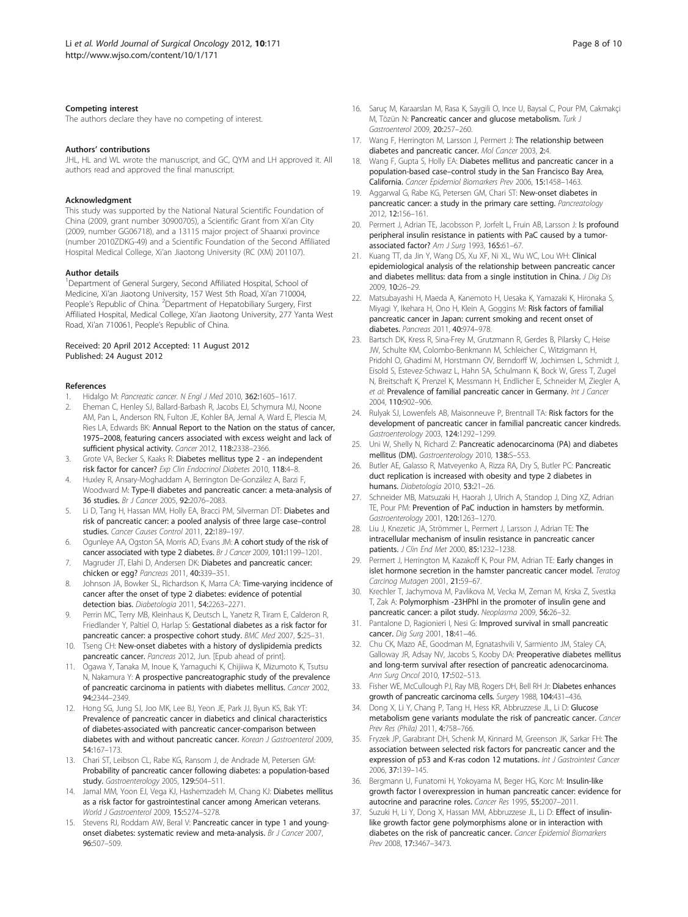### Competing interest

The authors declare they have no competing of interest.

### Authors' contributions

JHL, HL and WL wrote the manuscript, and GC, QYM and LH approved it. All authors read and approved the final manuscript.

### Acknowledgment

This study was supported by the National Natural Scientific Foundation of China (2009, grant number 30900705), a Scientific Grant from Xi'an City (2009, number GG06718), and a 13115 major project of Shaanxi province (number 2010ZDKG-49) and a Scientific Foundation of the Second Affiliated Hospital Medical College, Xi'an Jiaotong University (RC (XM) 201107).

### Author details

[1]Department of General Surgery, Second Affiliated Hospital, School of Medicine, Xi'an Jiaotong University, 157 West 5th Road, Xi'an 710004, People's Republic of China. [2]Department of Hepatobiliary Surgery, First Affiliated Hospital, Medical College, Xi'an Jiaotong University, 277 Yanta West Road, Xi'an 710061, People's Republic of China.

Received: 20 April 2012 Accepted: 11 August 2012
Published: 24 August 2012

### References

1. Hidalgo M: *Pancreatic cancer. N Engl J Med* 2010, **362:**1605–1617.
2. Eheman C, Henley SJ, Ballard-Barbash R, Jacobs EJ, Schymura MJ, Noone AM, Pan L, Anderson RN, Fulton JE, Kohler BA, Jemal A, Ward E, Plescia M, Ries LA, Edwards BK: **Annual Report to the Nation on the status of cancer, 1975–2008, featuring cancers associated with excess weight and lack of sufficient physical activity.** *Cancer* 2012, **118:**2338–2366.
3. Grote VA, Becker S, Kaaks R: **Diabetes mellitus type 2 - an independent risk factor for cancer?** *Exp Clin Endocrinol Diabetes* 2010, **118:**4–8.
4. Huxley R, Ansary-Moghaddam A, Berrington De-González A, Barzi F, Woodward M: **Type-II diabetes and pancreatic cancer: a meta-analysis of 36 studies.** *Br J Cancer* 2005, **92:**2076–2083.
5. Li D, Tang H, Hassan MM, Holly EA, Bracci PM, Silverman DT: **Diabetes and risk of pancreatic cancer: a pooled analysis of three large case–control studies.** *Cancer Causes Control* 2011, **22:**189–197.
6. Ogunleye AA, Ogston SA, Morris AD, Evans JM: **A cohort study of the risk of cancer associated with type 2 diabetes.** *Br J Cancer* 2009, **101:**1199–1201.
7. Magruder JT, Elahi D, Andersen DK: **Diabetes and pancreatic cancer: chicken or egg?** *Pancreas* 2011, **40:**339–351.
8. Johnson JA, Bowker SL, Richardson K, Marra CA: **Time-varying incidence of cancer after the onset of type 2 diabetes: evidence of potential detection bias.** *Diabetologia* 2011, **54:**2263–2271.
9. Perrin MC, Terry MB, Kleinhaus K, Deutsch L, Yanetz R, Tiram E, Calderon R, Friedlander Y, Paltiel O, Harlap S: **Gestational diabetes as a risk factor for pancreatic cancer: a prospective cohort study.** *BMC Med* 2007, **5:**25–31.
10. Tseng CH: **New-onset diabetes with a history of dyslipidemia predicts pancreatic cancer.** *Pancreas* 2012, Jun. [Epub ahead of print].
11. Ogawa Y, Tanaka M, Inoue K, Yamaguchi K, Chijiiwa K, Mizumoto K, Tsutsu N, Nakamura Y: **A prospective pancreatographic study of the prevalence of pancreatic carcinoma in patients with diabetes mellitus.** *Cancer* 2002, **94:**2344–2349.
12. Hong SG, Jung SJ, Joo MK, Lee BJ, Yeon JE, Park JJ, Byun KS, Bak YT: **Prevalence of pancreatic cancer in diabetics and clinical characteristics of diabetes-associated with pancreatic cancer-comparison between diabetes with and without pancreatic cancer.** *Korean J Gastroenterol* 2009, **54:**167–173.
13. Chari ST, Leibson CL, Rabe KG, Ransom J, de Andrade M, Petersen GM: **Probability of pancreatic cancer following diabetes: a population-based study.** *Gastroenterology* 2005, **129:**504–511.
14. Jamal MM, Yoon EJ, Vega KJ, Hashemzadeh M, Chang KJ: **Diabetes mellitus as a risk factor for gastrointestinal cancer among American veterans.** *World J Gastroenterol* 2009, **15:**5274–5278.
15. Stevens RJ, Roddam AW, Beral V: **Pancreatic cancer in type 1 and young-onset diabetes: systematic review and meta-analysis.** *Br J Cancer* 2007, **96:**507–509.
16. Saruç M, Karaarslan M, Rasa K, Saygili O, Ince U, Baysal C, Pour PM, Cakmakçi M, Tözün N: **Pancreatic cancer and glucose metabolism.** *Turk J Gastroenterol* 2009, **20:**257–260.
17. Wang F, Herrington M, Larsson J, Permert J: **The relationship between diabetes and pancreatic cancer.** *Mol Cancer* 2003, **2:**4.
18. Wang F, Gupta S, Holly EA: **Diabetes mellitus and pancreatic cancer in a population-based case–control study in the San Francisco Bay Area, California.** *Cancer Epidemiol Biomarkers Prev* 2006, **15:**1458–1463.
19. Aggarwal G, Rabe KG, Petersen GM, Chari ST: **New-onset diabetes in pancreatic cancer: a study in the primary care setting.** *Pancreatology* 2012, **12:**156–161.
20. Permert J, Adrian TE, Jacobsson P, Jorfelt L, Fruin AB, Larsson J: **Is profound peripheral insulin resistance in patients with PaC caused by a tumor-associated factor?** *Am J Surg* 1993, **165:**61–67.
21. Kuang TT, da Jin Y, Wang DS, Xu XF, Ni XL, Wu WC, Lou WH: **Clinical epidemiological analysis of the relationship between pancreatic cancer and diabetes mellitus: data from a single institution in China.** *J Dig Dis* 2009, **10:**26–29.
22. Matsubayashi H, Maeda A, Kanemoto H, Uesaka K, Yamazaki K, Hironaka S, Miyagi Y, Ikehara H, Ono H, Klein A, Goggins M: **Risk factors of familial pancreatic cancer in Japan: current smoking and recent onset of diabetes.** *Pancreas* 2011, **40:**974–978.
23. Bartsch DK, Kress R, Sina-Frey M, Grutzmann R, Gerdes B, Pilarsky C, Heise JW, Schulte KM, Colombo-Benkmann M, Schleicher C, Witzigmann H, Pridohl O, Ghadimi M, Horstmann OV, Berndorff W, Jochimsen L, Schmidt J, Eisold S, Estevez-Schwarz L, Hahn SA, Schulmann K, Bock W, Gress T, Zugel N, Breitschaft K, Prenzel K, Messmann H, Endlicher E, Schneider M, Ziegler A, *et al*: **Prevalence of familial pancreatic cancer in Germany.** *Int J Cancer* 2004, **110:**902–906.
24. Rulyak SJ, Lowenfels AB, Maisonneuve P, Brentnall TA: **Risk factors for the development of pancreatic cancer in familial pancreatic cancer kindreds.** *Gastroenterology* 2003, **124:**1292–1299.
25. Uni W, Shelly N, Richard Z: **Pancreatic adenocarcinoma (PA) and diabetes mellitus (DM).** *Gastroenterology* 2010, **138:**S–553.
26. Butler AE, Galasso R, Matveyenko A, Rizza RA, Dry S, Butler PC: **Pancreatic duct replication is increased with obesity and type 2 diabetes in humans.** *Diabetologia* 2010, **53:**21–26.
27. Schneider MB, Matsuzaki H, Haorah J, Ulrich A, Standop J, Ding XZ, Adrian TE, Pour PM: **Prevention of PaC induction in hamsters by metformin.** *Gastroenterology* 2001, **120:**1263–1270.
28. Liu J, Knezetic JA, Strömmer L, Permert J, Larsson J, Adrian TE: **The intracellular mechanism of insulin resistance in pancreatic cancer patients.** *J Clin End Met* 2000, **85:**1232–1238.
29. Permert J, Herrington M, Kazakoff K, Pour PM, Adrian TE: **Early changes in islet hormone secretion in the hamster pancreatic cancer model.** *Teratog Carcinog Mutagen* 2001, **21:**59–67.
30. Krechler T, Jachymova M, Pavlikova M, Vecka M, Zeman M, Krska Z, Svestka T, Zak A: **Polymorphism -23HPhI in the promoter of insulin gene and pancreatic cancer: a pilot study.** *Neoplasma* 2009, **56:**26–32.
31. Pantalone D, Ragionieri I, Nesi G: **Improved survival in small pancreatic cancer.** *Dig Surg* 2001, **18:**41–46.
32. Chu CK, Mazo AE, Goodman M, Egnatashvili V, Sarmiento JM, Staley CA, Galloway JR, Adsay NV, Jacobs S, Kooby DA: **Preoperative diabetes mellitus and long-term survival after resection of pancreatic adenocarcinoma.** *Ann Surg Oncol* 2010, **17:**502–513.
33. Fisher WE, McCullough PJ, Ray MB, Rogers DH, Bell RH Jr: **Diabetes enhances growth of pancreatic carcinoma cells.** *Surgery* 1988, **104:**431–436.
34. Dong X, Li Y, Chang P, Tang H, Hess KR, Abbruzzese JL, Li D: **Glucose metabolism gene variants modulate the risk of pancreatic cancer.** *Cancer Prev Res (Phila)* 2011, **4:**758–766.
35. Fryzek JP, Garabrant DH, Schenk M, Kinnard M, Greenson JK, Sarkar FH: **The association between selected risk factors for pancreatic cancer and the expression of p53 and K-ras codon 12 mutations.** *Int J Gastrointest Cancer* 2006, **37:**139–145.
36. Bergmann U, Funatomi H, Yokoyama M, Beger HG, Korc M: **Insulin-like growth factor I overexpression in human pancreatic cancer: evidence for autocrine and paracrine roles.** *Cancer Res* 1995, **55:**2007–2011.
37. Suzuki H, Li Y, Dong X, Hassan MM, Abbruzzese JL, Li D: **Effect of insulin-like growth factor gene polymorphisms alone or in interaction with diabetes on the risk of pancreatic cancer.** *Cancer Epidemiol Biomarkers Prev* 2008, **17:**3467–3473.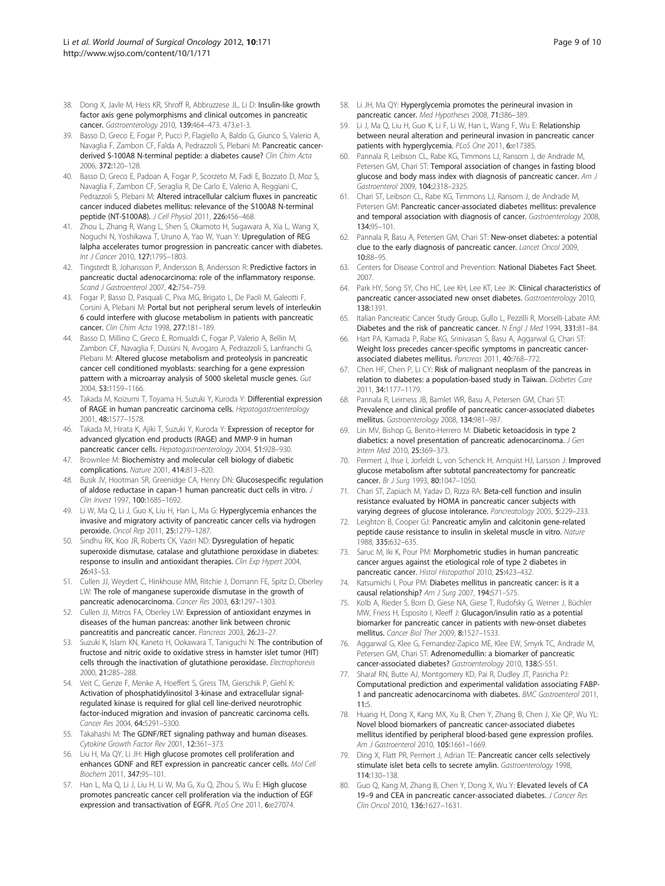38. Dong X, Javle M, Hess KR, Shroff R, Abbruzzese JL, Li D: **Insulin-like growth factor axis gene polymorphisms and clinical outcomes in pancreatic cancer.** *Gastroenterology* 2010, **139:**464–473. 473.e1-3.
39. Basso D, Greco E, Fogar P, Pucci P, Flagiello A, Baldo G, Giunco S, Valerio A, Navaglia F, Zambon CF, Falda A, Pedrazzoli S, Plebani M: **Pancreatic cancer-derived S-100A8 N-terminal peptide: a diabetes cause?** *Clin Chim Acta* 2006, **372:**120–128.
40. Basso D, Greco E, Padoan A, Fogar P, Scorzeto M, Fadi E, Bozzato D, Moz S, Navaglia F, Zambon CF, Seraglia R, De Carlo E, Valerio A, Reggiani C, Pedrazzoli S, Plebani M: **Altered intracellular calcium fluxes in pancreatic cancer induced diabetes mellitus: relevance of the S100A8 N-terminal peptide (NT-S100A8).** *J Cell Physiol* 2011, **226:**456–468.
41. Zhou L, Zhang R, Wang L, Shen S, Okamoto H, Sugawara A, Xia L, Wang X, Noguchi N, Yoshikawa T, Uruno A, Yao W, Yuan Y: **Upregulation of REG Ialpha accelerates tumor progression in pancreatic cancer with diabetes.** *Int J Cancer* 2010, **127:**1795–1803.
42. Tingstedt B, Johansson P, Andersson B, Andersson R: **Predictive factors in pancreatic ductal adenocarcinoma: role of the inflammatory response.** *Scand J Gastroenterol* 2007, **42:**754–759.
43. Fogar P, Basso D, Pasquali C, Piva MG, Brigato L, De Paoli M, Galeotti F, Corsini A, Plebani M: **Portal but not peripheral serum levels of interleukin 6 could interfere with glucose metabolism in patients with pancreatic cancer.** *Clin Chim Acta* 1998, **277:**181–189.
44. Basso D, Millino C, Greco E, Romualdi C, Fogar P, Valerio A, Bellin M, Zambon CF, Navaglia F, Dussini N, Avogaro A, Pedrazzoli S, Lanfranchi G, Plebani M: **Altered glucose metabolism and proteolysis in pancreatic cancer cell conditioned myoblasts: searching for a gene expression pattern with a microarray analysis of 5000 skeletal muscle genes.** *Gut* 2004, **53:**1159–1166.
45. Takada M, Koizumi T, Toyama H, Suzuki Y, Kuroda Y: **Differential expression of RAGE in human pancreatic carcinoma cells.** *Hepatogastroenterology* 2001, **48:**1577–1578.
46. Takada M, Hirata K, Ajiki T, Suzuki Y, Kuroda Y: **Expression of receptor for advanced glycation end products (RAGE) and MMP-9 in human pancreatic cancer cells.** *Hepatogastroenterology* 2004, **51:**928–930.
47. Brownlee M: **Biochemistry and molecular cell biology of diabetic complications.** *Nature* 2001, **414:**813–820.
48. Busik JV, Hootman SR, Greenidge CA, Henry DN: **Glucosespecific regulation of aldose reductase in capan-1 human pancreatic duct cells in vitro.** *J Clin Invest* 1997, **100:**1685–1692.
49. Li W, Ma Q, Li J, Guo K, Liu H, Han L, Ma G: **Hyperglycemia enhances the invasive and migratory activity of pancreatic cancer cells via hydrogen peroxide.** *Oncol Rep* 2011, **25:**1279–1287.
50. Sindhu RK, Koo JR, Roberts CK, Vaziri ND: **Dysregulation of hepatic superoxide dismutase, catalase and glutathione peroxidase in diabetes: response to insulin and antioxidant therapies.** *Clin Exp Hypert* 2004, **26:**43–53.
51. Cullen JJ, Weydert C, Hinkhouse MM, Ritchie J, Domann FE, Spitz D, Oberley LW: **The role of manganese superoxide dismutase in the growth of pancreatic adenocarcinoma.** *Cancer Res* 2003, **63:**1297–1303.
52. Cullen JJ, Mitros FA, Oberley LW: **Expression of antioxidant enzymes in diseases of the human pancreas: another link between chronic pancreatitis and pancreatic cancer.** *Pancreas* 2003, **26:**23–27.
53. Suzuki K, Islam KN, Kaneto H, Ookawara T, Taniguchi N: **The contribution of fructose and nitric oxide to oxidative stress in hamster islet tumor (HIT) cells through the inactivation of glutathione peroxidase.** *Electrophoresis* 2000, **21:**285–288.
54. Veit C, Genze F, Menke A, Hoeffert S, Gress TM, Gierschik P, Giehl K: **Activation of phosphatidylinositol 3-kinase and extracellular signal-regulated kinase is required for glial cell line-derived neurotrophic factor-induced migration and invasion of pancreatic carcinoma cells.** *Cancer Res* 2004, **64:**5291–5300.
55. Takahashi M: **The GDNF/RET signaling pathway and human diseases.** *Cytokine Growth Factor Rev* 2001, **12:**361–373.
56. Liu H, Ma QY, Li JH: **High glucose promotes cell proliferation and enhances GDNF and RET expression in pancreatic cancer cells.** *Mol Cell Biochem* 2011, **347:**95–101.
57. Han L, Ma Q, Li J, Liu H, Li W, Ma G, Xu Q, Zhou S, Wu E: **High glucose promotes pancreatic cancer cell proliferation via the induction of EGF expression and transactivation of EGFR.** *PLoS One* 2011, **6:**e27074.
58. Li JH, Ma QY: **Hyperglycemia promotes the perineural invasion in pancreatic cancer.** *Med Hypotheses* 2008, **71:**386–389.
59. Li J, Ma Q, Liu H, Guo K, Li F, Li W, Han L, Wang F, Wu E: **Relationship between neural alteration and perineural invasion in pancreatic cancer patients with hyperglycemia.** *PLoS One* 2011, **6:**e17385.
60. Pannala R, Leibson CL, Rabe KG, Timmons LJ, Ransom J, de Andrade M, Petersen GM, Chari ST: **Temporal association of changes in fasting blood glucose and body mass index with diagnosis of pancreatic cancer.** *Am J Gastroenterol* 2009, **104:**2318–2325.
61. Chari ST, Leibson CL, Rabe KG, Timmons LJ, Ransom J, de Andrade M, Petersen GM: **Pancreatic cancer-associated diabetes mellitus: prevalence and temporal association with diagnosis of cancer.** *Gastroenterology* 2008, **134:**95–101.
62. Pannala R, Basu A, Petersen GM, Chari ST: **New-onset diabetes: a potential clue to the early diagnosis of pancreatic cancer.** *Lancet Oncol* 2009, **10:**88–95.
63. Centers for Disease Control and Prevention: **National Diabetes Fact Sheet.** 2007.
64. Park HY, Song SY, Cho HC, Lee KH, Lee KT, Lee JK: **Clinical characteristics of pancreatic cancer-associated new onset diabetes.** *Gastroenterology* 2010, **138:**1391.
65. Italian Pancreatic Cancer Study Group, Gullo L, Pezzilli R, Morselli-Labate AM: **Diabetes and the risk of pancreatic cancer.** *N Engl J Med* 1994, **331:**81–84.
66. Hart PA, Kamada P, Rabe KG, Srinivasan S, Basu A, Aggarwal G, Chari ST: **Weight loss precedes cancer-specific symptoms in pancreatic cancer-associated diabetes mellitus.** *Pancreas* 2011, **40:**768–772.
67. Chen HF, Chen P, Li CY: **Risk of malignant neoplasm of the pancreas in relation to diabetes: a population-based study in Taiwan.** *Diabetes Care* 2011, **34:**1177–1179.
68. Pannala R, Leirness JB, Bamlet WR, Basu A, Petersen GM, Chari ST: **Prevalence and clinical profile of pancreatic cancer-associated diabetes mellitus.** *Gastroenterology* 2008, **134:**981–987.
69. Lin MV, Bishop G, Benito-Herrero M: **Diabetic ketoacidosis in type 2 diabetics: a novel presentation of pancreatic adenocarcinoma.** *J Gen Intern Med* 2010, **25:**369–373.
70. Permert J, Ihse I, Jorfeldt L, von Schenck H, Arnquist HJ, Larsson J: **Improved glucose metabolism after subtotal pancreatectomy for pancreatic cancer.** *Br J Surg* 1993, **80:**1047–1050.
71. Chari ST, Zapiach M, Yadav D, Rizza RA: **Beta-cell function and insulin resistance evaluated by HOMA in pancreatic cancer subjects with varying degrees of glucose intolerance.** *Pancreatology* 2005, **5:**229–233.
72. Leighton B, Cooper GJ: **Pancreatic amylin and calcitonin gene-related peptide cause resistance to insulin in skeletal muscle in vitro.** *Nature* 1988, **335:**632–635.
73. Saruc M, Iki K, Pour PM: **Morphometric studies in human pancreatic cancer argues against the etiological role of type 2 diabetes in pancreatic cancer.** *Histol Histopathol* 2010, **25:**423–432.
74. Katsumichi I, Pour PM: **Diabetes mellitus in pancreatic cancer: is it a causal relationship?** *Am J Surg* 2007, **194:**S71–S75.
75. Kolb A, Rieder S, Born D, Giese NA, Giese T, Rudofsky G, Werner J, Büchler MW, Friess H, Esposito I, Kleeff J: **Glucagon/insulin ratio as a potential biomarker for pancreatic cancer in patients with new-onset diabetes mellitus.** *Cancer Biol Ther* 2009, **8:**1527–1533.
76. Aggarwal G, Klee G, Fernandez-Zapico ME, Klee EW, Smyrk TC, Andrade M, Petersen GM, Chari ST: **Adrenomedullin: a biomarker of pancreatic cancer-associated diabetes?** *Gastroenterology* 2010, **138:**S-551.
77. Sharaf RN, Butte AJ, Montgomery KD, Pai R, Dudley JT, Pasricha PJ: **Computational prediction and experimental validation associating FABP-1 and pancreatic adenocarcinoma with diabetes.** *BMC Gastroenterol* 2011, **11:**5.
78. Huang H, Dong X, Kang MX, Xu B, Chen Y, Zhang B, Chen J, Xie QP, Wu YL: **Novel blood biomarkers of pancreatic cancer-associated diabetes mellitus identified by peripheral blood-based gene expression profiles.** *Am J Gastroenterol* 2010, **105:**1661–1669.
79. Ding X, Flatt PR, Permert J, Adrian TE: **Pancreatic cancer cells selectively stimulate islet beta cells to secrete amylin.** *Gastroenterology* 1998, **114:**130–138.
80. Guo Q, Kang M, Zhang B, Chen Y, Dong X, Wu Y: **Elevated levels of CA 19–9 and CEA in pancreatic cancer-associated diabetes.** *J Cancer Res Clin Oncol* 2010, **136:**1627–1631.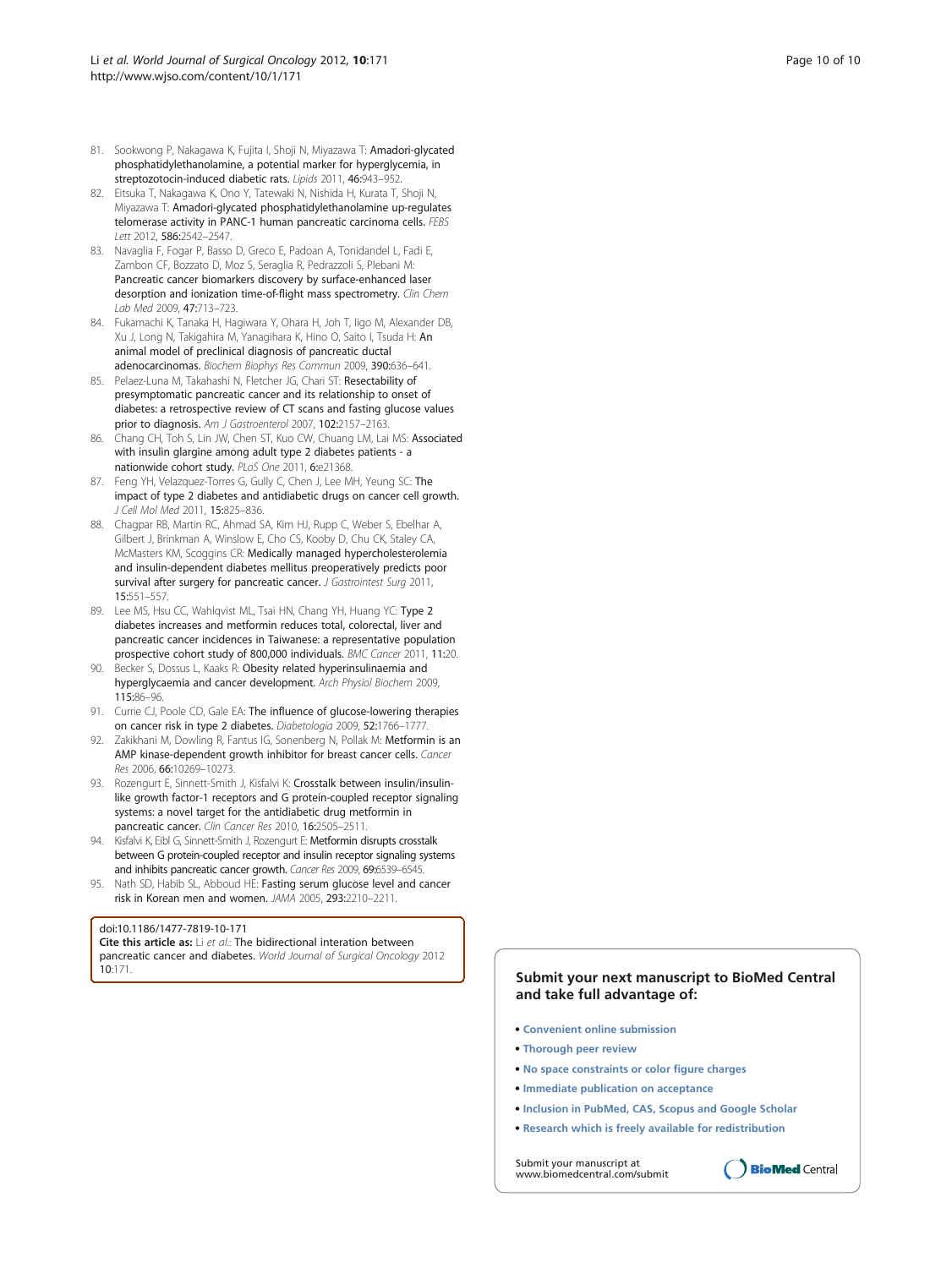81. Sookwong P, Nakagawa K, Fujita I, Shoji N, Miyazawa T: **Amadori-glycated phosphatidylethanolamine, a potential marker for hyperglycemia, in streptozotocin-induced diabetic rats.** *Lipids* 2011, **46:**943–952.
82. Eitsuka T, Nakagawa K, Ono Y, Tatewaki N, Nishida H, Kurata T, Shoji N, Miyazawa T: **Amadori-glycated phosphatidylethanolamine up-regulates telomerase activity in PANC-1 human pancreatic carcinoma cells.** *FEBS Lett* 2012, **586:**2542–2547.
83. Navaglia F, Fogar P, Basso D, Greco E, Padoan A, Tonidandel L, Fadi E, Zambon CF, Bozzato D, Moz S, Seraglia R, Pedrazzoli S, Plebani M: **Pancreatic cancer biomarkers discovery by surface-enhanced laser desorption and ionization time-of-flight mass spectrometry.** *Clin Chem Lab Med* 2009, **47:**713–723.
84. Fukamachi K, Tanaka H, Hagiwara Y, Ohara H, Joh T, Iigo M, Alexander DB, Xu J, Long N, Takigahira M, Yanagihara K, Hino O, Saito I, Tsuda H: **An animal model of preclinical diagnosis of pancreatic ductal adenocarcinomas.** *Biochem Biophys Res Commun* 2009, **390:**636–641.
85. Pelaez-Luna M, Takahashi N, Fletcher JG, Chari ST: **Resectability of presymptomatic pancreatic cancer and its relationship to onset of diabetes: a retrospective review of CT scans and fasting glucose values prior to diagnosis.** *Am J Gastroenterol* 2007, **102:**2157–2163.
86. Chang CH, Toh S, Lin JW, Chen ST, Kuo CW, Chuang LM, Lai MS: **Associated with insulin glargine among adult type 2 diabetes patients - a nationwide cohort study.** *PLoS One* 2011, **6:**e21368.
87. Feng YH, Velazquez-Torres G, Gully C, Chen J, Lee MH, Yeung SC: **The impact of type 2 diabetes and antidiabetic drugs on cancer cell growth.** *J Cell Mol Med* 2011, **15:**825–836.
88. Chagpar RB, Martin RC, Ahmad SA, Kim HJ, Rupp C, Weber S, Ebelhar A, Gilbert J, Brinkman A, Winslow E, Cho CS, Kooby D, Chu CK, Staley CA, McMasters KM, Scoggins CR: **Medically managed hypercholesterolemia and insulin-dependent diabetes mellitus preoperatively predicts poor survival after surgery for pancreatic cancer.** *J Gastrointest Surg* 2011, **15:**551–557.
89. Lee MS, Hsu CC, Wahlqvist ML, Tsai HN, Chang YH, Huang YC: **Type 2 diabetes increases and metformin reduces total, colorectal, liver and pancreatic cancer incidences in Taiwanese: a representative population prospective cohort study of 800,000 individuals.** *BMC Cancer* 2011, **11:**20.
90. Becker S, Dossus L, Kaaks R: **Obesity related hyperinsulinaemia and hyperglycaemia and cancer development.** *Arch Physiol Biochem* 2009, **115:**86–96.
91. Currie CJ, Poole CD, Gale EA: **The influence of glucose-lowering therapies on cancer risk in type 2 diabetes.** *Diabetologia* 2009, **52:**1766–1777.
92. Zakikhani M, Dowling R, Fantus IG, Sonenberg N, Pollak M: **Metformin is an AMP kinase-dependent growth inhibitor for breast cancer cells.** *Cancer Res* 2006, **66:**10269–10273.
93. Rozengurt E, Sinnett-Smith J, Kisfalvi K: **Crosstalk between insulin/insulin-like growth factor-1 receptors and G protein-coupled receptor signaling systems: a novel target for the antidiabetic drug metformin in pancreatic cancer.** *Clin Cancer Res* 2010, **16:**2505–2511.
94. Kisfalvi K, Eibl G, Sinnett-Smith J, Rozengurt E: **Metformin disrupts crosstalk between G protein-coupled receptor and insulin receptor signaling systems and inhibits pancreatic cancer growth.** *Cancer Res* 2009, **69:**6539–6545.
95. Nath SD, Habib SL, Abboud HE: **Fasting serum glucose level and cancer risk in Korean men and women.** *JAMA* 2005, **293:**2210–2211.

doi:10.1186/1477-7819-10-171
**Cite this article as:** Li *et al.*: The bidirectional interation between pancreatic cancer and diabetes. *World Journal of Surgical Oncology* 2012 10:171.

**Submit your next manuscript to BioMed Central and take full advantage of:**

- **Convenient online submission**
- **Thorough peer review**
- **No space constraints or color figure charges**
- **Immediate publication on acceptance**
- **Inclusion in PubMed, CAS, Scopus and Google Scholar**
- **Research which is freely available for redistribution**

Submit your manuscript at
www.biomedcentral.com/submit

BioMed Central